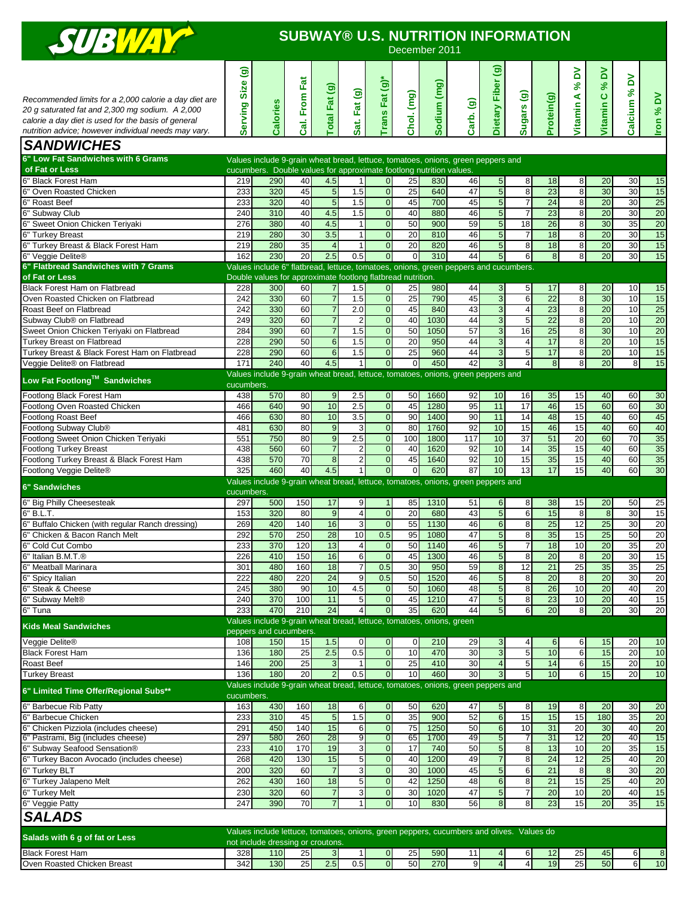# SUBWAY® U.S. NUTRITION INFORMATION

December 2011

*Recommended limits for a 2,000 calorie a day diet are 20 g saturated fat and 2,300 mg sodium. A 2,000 calorie a day diet is used for the basis of general nutrition advice; however individual needs may vary.*

## SANDWICHES

| | Serving Size (g) | Calories | Cal. From Fat | Total Fat (g) | Sat. Fat (g) | Trans Fat (g)* | Chol. (mg) | Sodium (mg) | Carb. (g) | Dietary Fiber (g) | Sugars (g) | Protein(g) | Vitamin A % DV | Vitamin C % DV | Calcium % DV | Iron % DV |
|---|---|---|---|---|---|---|---|---|---|---|---|---|---|---|---|---|
| **6" Low Fat Sandwiches with 6 Grams of Fat or Less** | Values include 9-grain wheat bread, lettuce, tomatoes, onions, green peppers and cucumbers. Double values for approximate footlong nutrition values. | | | | | | | | | | | | | | | |
| 6" Black Forest Ham | 219 | 290 | 40 | 4.5 | 1 | 0 | 25 | 830 | 46 | 5 | 8 | 18 | 8 | 20 | 30 | 15 |
| 6" Oven Roasted Chicken | 233 | 320 | 45 | 5 | 1.5 | 0 | 25 | 640 | 47 | 5 | 8 | 23 | 8 | 30 | 30 | 15 |
| 6" Roast Beef | 233 | 320 | 40 | 5 | 1.5 | 0 | 45 | 700 | 45 | 5 | 7 | 24 | 8 | 20 | 30 | 25 |
| 6" Subway Club | 240 | 310 | 40 | 4.5 | 1.5 | 0 | 40 | 880 | 46 | 5 | 7 | 23 | 8 | 20 | 30 | 20 |
| 6" Sweet Onion Chicken Teriyaki | 276 | 380 | 40 | 4.5 | 1 | 0 | 50 | 900 | 59 | 5 | 18 | 26 | 8 | 30 | 35 | 20 |
| 6" Turkey Breast | 219 | 280 | 30 | 3.5 | 1 | 0 | 20 | 810 | 46 | 5 | 7 | 18 | 8 | 20 | 30 | 15 |
| 6" Turkey Breast & Black Forest Ham | 219 | 280 | 35 | 4 | 1 | 0 | 20 | 820 | 46 | 5 | 8 | 18 | 8 | 20 | 30 | 15 |
| 6" Veggie Delite® | 162 | 230 | 20 | 2.5 | 0.5 | 0 | 0 | 310 | 44 | 5 | 6 | 8 | 8 | 20 | 30 | 15 |
| **6" Flatbread Sandwiches with 7 Grams of Fat or Less** | Values include 6" flatbread, lettuce, tomatoes, onions, green peppers and cucumbers. Double values for approximate footlong flatbread nutrition. | | | | | | | | | | | | | | | |
| Black Forest Ham on Flatbread | 228 | 300 | 60 | 7 | 1.5 | 0 | 25 | 980 | 44 | 3 | 5 | 17 | 8 | 20 | 10 | 15 |
| Oven Roasted Chicken on Flatbread | 242 | 330 | 60 | 7 | 1.5 | 0 | 25 | 790 | 45 | 3 | 6 | 22 | 8 | 30 | 10 | 15 |
| Roast Beef on Flatbread | 242 | 330 | 60 | 7 | 2.0 | 0 | 45 | 840 | 43 | 3 | 4 | 23 | 8 | 20 | 10 | 25 |
| Subway Club® on Flatbread | 249 | 320 | 60 | 7 | 2 | 0 | 40 | 1030 | 44 | 3 | 5 | 22 | 8 | 20 | 10 | 20 |
| Sweet Onion Chicken Teriyaki on Flatbread | 284 | 390 | 60 | 7 | 1.5 | 0 | 50 | 1050 | 57 | 3 | 16 | 25 | 8 | 30 | 10 | 20 |
| Turkey Breast on Flatbread | 228 | 290 | 50 | 6 | 1.5 | 0 | 20 | 950 | 44 | 3 | 4 | 17 | 8 | 20 | 10 | 15 |
| Turkey Breast & Black Forest Ham on Flatbread | 228 | 290 | 60 | 6 | 1.5 | 0 | 25 | 960 | 44 | 3 | 5 | 17 | 8 | 20 | 10 | 15 |
| Veggie Delite® on Flatbread | 171 | 240 | 40 | 4.5 | 1 | 0 | 0 | 450 | 42 | 3 | 4 | 8 | 8 | 20 | 8 | 15 |
| **Low Fat Footlong™ Sandwiches** | Values include 9-grain wheat bread, lettuce, tomatoes, onions, green peppers and cucumbers. | | | | | | | | | | | | | | | |
| Footlong Black Forest Ham | 438 | 570 | 80 | 9 | 2.5 | 0 | 50 | 1660 | 92 | 10 | 16 | 35 | 15 | 40 | 60 | 30 |
| Footlong Oven Roasted Chicken | 466 | 640 | 90 | 10 | 2.5 | 0 | 45 | 1280 | 95 | 11 | 17 | 46 | 15 | 60 | 60 | 30 |
| Footlong Roast Beef | 466 | 630 | 80 | 10 | 3.5 | 0 | 90 | 1400 | 90 | 11 | 14 | 48 | 15 | 40 | 60 | 45 |
| Footlong Subway Club® | 481 | 630 | 80 | 9 | 3 | 0 | 80 | 1760 | 92 | 10 | 15 | 46 | 15 | 40 | 60 | 40 |
| Footlong Sweet Onion Chicken Teriyaki | 551 | 750 | 80 | 9 | 2.5 | 0 | 100 | 1800 | 117 | 10 | 37 | 51 | 20 | 60 | 70 | 35 |
| Footlong Turkey Breast | 438 | 560 | 60 | 7 | 2 | 0 | 40 | 1620 | 92 | 10 | 14 | 35 | 15 | 40 | 60 | 35 |
| Footlong Turkey Breast & Black Forest Ham | 438 | 570 | 70 | 8 | 2 | 0 | 45 | 1640 | 92 | 10 | 15 | 35 | 15 | 40 | 60 | 35 |
| Footlong Veggie Delite® | 325 | 460 | 40 | 4.5 | 1 | 0 | 0 | 620 | 87 | 10 | 13 | 17 | 15 | 40 | 60 | 30 |
| **6" Sandwiches** | Values include 9-grain wheat bread, lettuce, tomatoes, onions, green peppers and cucumbers. | | | | | | | | | | | | | | | |
| 6" Big Philly Cheesesteak | 297 | 500 | 150 | 17 | 9 | 1 | 85 | 1310 | 51 | 6 | 8 | 38 | 15 | 20 | 50 | 25 |
| 6" B.L.T. | 153 | 320 | 80 | 9 | 4 | 0 | 20 | 680 | 43 | 5 | 6 | 15 | 8 | 8 | 30 | 15 |
| 6" Buffalo Chicken (with regular Ranch dressing) | 269 | 420 | 140 | 16 | 3 | 0 | 55 | 1130 | 46 | 6 | 8 | 25 | 12 | 25 | 30 | 20 |
| 6" Chicken & Bacon Ranch Melt | 292 | 570 | 250 | 28 | 10 | 0.5 | 95 | 1080 | 47 | 5 | 8 | 35 | 15 | 25 | 50 | 20 |
| 6" Cold Cut Combo | 233 | 370 | 120 | 13 | 4 | 0 | 50 | 1140 | 46 | 5 | 7 | 18 | 10 | 20 | 35 | 20 |
| 6" Italian B.M.T.® | 226 | 410 | 150 | 16 | 6 | 0 | 45 | 1300 | 46 | 5 | 8 | 20 | 8 | 20 | 30 | 15 |
| 6" Meatball Marinara | 301 | 480 | 160 | 18 | 7 | 0.5 | 30 | 950 | 59 | 8 | 12 | 21 | 25 | 35 | 35 | 25 |
| 6" Spicy Italian | 222 | 480 | 220 | 24 | 9 | 0.5 | 50 | 1520 | 46 | 5 | 8 | 20 | 8 | 20 | 30 | 20 |
| 6" Steak & Cheese | 245 | 380 | 90 | 10 | 4.5 | 0 | 50 | 1060 | 48 | 5 | 8 | 26 | 10 | 20 | 40 | 20 |
| 6" Subway Melt® | 240 | 370 | 100 | 11 | 5 | 0 | 45 | 1210 | 47 | 5 | 8 | 23 | 10 | 20 | 40 | 15 |
| 6" Tuna | 233 | 470 | 210 | 24 | 4 | 0 | 35 | 620 | 44 | 5 | 6 | 20 | 8 | 20 | 30 | 20 |
| **Kids Meal Sandwiches** | Values include 9-grain wheat bread, lettuce, tomatoes, onions, green peppers and cucumbers. | | | | | | | | | | | | | | | |
| Veggie Delite® | 108 | 150 | 15 | 1.5 | 0 | 0 | 0 | 210 | 29 | 3 | 4 | 6 | 6 | 15 | 20 | 10 |
| Black Forest Ham | 136 | 180 | 25 | 2.5 | 0.5 | 0 | 10 | 470 | 30 | 3 | 5 | 10 | 6 | 15 | 20 | 10 |
| Roast Beef | 146 | 200 | 25 | 3 | 1 | 0 | 25 | 410 | 30 | 4 | 5 | 14 | 6 | 15 | 20 | 10 |
| Turkey Breast | 136 | 180 | 20 | 2 | 0.5 | 0 | 10 | 460 | 30 | 3 | 5 | 10 | 6 | 15 | 20 | 10 |
| **6" Limited Time Offer/Regional Subs**** | Values include 9-grain wheat bread, lettuce, tomatoes, onions, green peppers and cucumbers. | | | | | | | | | | | | | | | |
| 6" Barbecue Rib Patty | 163 | 430 | 160 | 18 | 6 | 0 | 50 | 620 | 47 | 5 | 8 | 19 | 8 | 20 | 30 | 20 |
| 6" Barbecue Chicken | 233 | 310 | 45 | 5 | 1.5 | 0 | 35 | 900 | 52 | 6 | 15 | 15 | 15 | 180 | 35 | 20 |
| 6" Chicken Pizziola (includes cheese) | 291 | 450 | 140 | 15 | 6 | 0 | 75 | 1250 | 50 | 6 | 10 | 31 | 20 | 30 | 40 | 20 |
| 6" Pastrami, Big (includes cheese) | 297 | 580 | 260 | 28 | 9 | 0 | 65 | 1700 | 49 | 5 | 7 | 31 | 12 | 20 | 40 | 15 |
| 6" Subway Seafood Sensation® | 233 | 410 | 170 | 19 | 3 | 0 | 17 | 740 | 50 | 5 | 8 | 13 | 10 | 20 | 35 | 15 |
| 6" Turkey Bacon Avocado (includes cheese) | 268 | 420 | 130 | 15 | 5 | 0 | 40 | 1200 | 49 | 7 | 8 | 24 | 12 | 25 | 40 | 20 |
| 6" Turkey BLT | 200 | 320 | 60 | 7 | 3 | 0 | 30 | 1000 | 45 | 5 | 6 | 21 | 8 | 8 | 30 | 20 |
| 6" Turkey Jalapeno Melt | 262 | 430 | 160 | 18 | 5 | 0 | 42 | 1250 | 48 | 6 | 8 | 21 | 15 | 25 | 40 | 20 |
| 6" Turkey Melt | 230 | 320 | 60 | 7 | 3 | 0 | 30 | 1020 | 47 | 5 | 7 | 20 | 10 | 20 | 40 | 15 |
| 6" Veggie Patty | 247 | 390 | 70 | 7 | 1 | 0 | 10 | 830 | 56 | 8 | 8 | 23 | 15 | 20 | 35 | 15 |

## SALADS

| | Serving Size (g) | Calories | Cal. From Fat | Total Fat (g) | Sat. Fat (g) | Trans Fat (g)* | Chol. (mg) | Sodium (mg) | Carb. (g) | Dietary Fiber (g) | Sugars (g) | Protein(g) | Vitamin A % DV | Vitamin C % DV | Calcium % DV | Iron % DV |
|---|---|---|---|---|---|---|---|---|---|---|---|---|---|---|---|---|
| **Salads with 6 g of fat or Less** | Values include lettuce, tomatoes, onions, green peppers, cucumbers and olives. Values do not include dressing or croutons. | | | | | | | | | | | | | | | |
| Black Forest Ham | 328 | 110 | 25 | 3 | 1 | 0 | 25 | 590 | 11 | 4 | 6 | 12 | 25 | 45 | 6 | 8 |
| Oven Roasted Chicken Breast | 342 | 130 | 25 | 2.5 | 0.5 | 0 | 50 | 270 | 9 | 4 | 4 | 19 | 25 | 50 | 6 | 10 |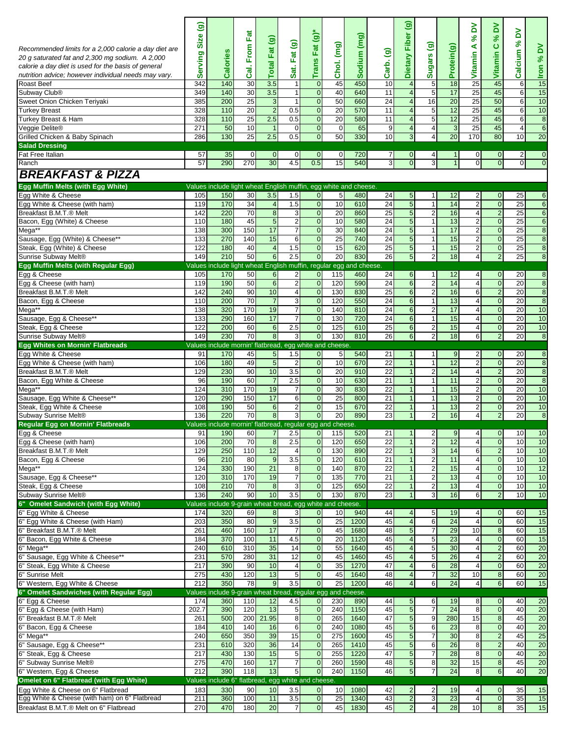| *Recommended limits for a 2,000 calorie a day diet are 20 g saturated fat and 2,300 mg sodium. A 2,000 calorie a day diet is used for the basis of general nutrition advice; however individual needs may vary.* | Serving Size (g) | Calories | Cal. From Fat | Total Fat (g) | Sat. Fat (g) | Trans Fat (g)* | Chol. (mg) | Sodium (mg) | Carb. (g) | Dietary Fiber (g) | Sugars (g) | Protein(g) | Vitamin A % DV | Vitamin C % DV | Calcium % DV | Iron % DV |
|---|---|---|---|---|---|---|---|---|---|---|---|---|---|---|---|---|
| Roast Beef | 342 | 140 | 30 | 3.5 | 1 | 0 | 45 | 450 | 10 | 4 | 5 | 18 | 25 | 45 | 6 | 15 |
| Subway Club® | 349 | 140 | 30 | 3.5 | 1 | 0 | 40 | 640 | 11 | 4 | 5 | 17 | 25 | 45 | 6 | 15 |
| Sweet Onion Chicken Teriyaki | 385 | 200 | 25 | 3 | 1 | 0 | 50 | 660 | 24 | 4 | 16 | 20 | 25 | 50 | 6 | 10 |
| Turkey Breast | 328 | 110 | 20 | 2 | 0.5 | 0 | 20 | 570 | 11 | 4 | 5 | 12 | 25 | 45 | 6 | 10 |
| Turkey Breast & Ham | 328 | 110 | 25 | 2.5 | 0.5 | 0 | 20 | 580 | 11 | 4 | 5 | 12 | 25 | 45 | 6 | 8 |
| Veggie Delite® | 271 | 50 | 10 | 1 | 0 | 0 | 0 | 65 | 9 | 4 | 4 | 3 | 25 | 45 | 4 | 6 |
| Grilled Chicken & Baby Spinach | 286 | 130 | 25 | 2.5 | 0.5 | 0 | 50 | 330 | 10 | 3 | 4 | 20 | 170 | 80 | 10 | 20 |
| **Salad Dressing** | | | | | | | | | | | | | | | | |
| Fat Free Italian | 57 | 35 | 0 | 0 | 0 | 0 | 0 | 720 | 7 | 0 | 4 | 1 | 0 | 0 | 2 | 0 |
| Ranch | 57 | 290 | 270 | 30 | 4.5 | 0.5 | 15 | 540 | 3 | 0 | 3 | 1 | 0 | 0 | 0 | 0 |
| ***BREAKFAST & PIZZA*** | | | | | | | | | | | | | | | | |
| **Egg Muffin Melts (with Egg White)** | Values include light wheat English muffin, egg white and cheese. | | | | | | | | | | | | | | | |
| Egg White & Cheese | 105 | 150 | 30 | 3.5 | 1.5 | 0 | 5 | 480 | 24 | 5 | 1 | 12 | 2 | 0 | 25 | 6 |
| Egg White & Cheese (with ham) | 119 | 170 | 34 | 4 | 1.5 | 0 | 10 | 610 | 24 | 5 | 1 | 14 | 2 | 0 | 25 | 6 |
| Breakfast B.M.T.® Melt | 142 | 220 | 70 | 8 | 3 | 0 | 20 | 860 | 25 | 5 | 2 | 16 | 4 | 2 | 25 | 6 |
| Bacon, Egg (White) & Cheese | 110 | 180 | 45 | 5 | 2 | 0 | 10 | 580 | 24 | 5 | 1 | 13 | 2 | 0 | 25 | 6 |
| Mega** | 138 | 300 | 150 | 17 | 7 | 0 | 30 | 840 | 24 | 5 | 1 | 17 | 2 | 0 | 25 | 8 |
| Sausage, Egg (White) & Cheese** | 133 | 270 | 140 | 15 | 6 | 0 | 25 | 740 | 24 | 5 | 1 | 15 | 2 | 0 | 25 | 8 |
| Steak, Egg (White) & Cheese | 122 | 180 | 40 | 4 | 1.5 | 0 | 15 | 620 | 25 | 5 | 1 | 15 | 2 | 0 | 25 | 8 |
| Sunrise Subway Melt® | 149 | 210 | 50 | 6 | 2.5 | 0 | 20 | 830 | 26 | 5 | 2 | 18 | 4 | 2 | 25 | 8 |
| **Egg Muffin Melts (with Regular Egg)** | Values include light wheat English muffin, regular egg and cheese. | | | | | | | | | | | | | | | |
| Egg & Cheese | 105 | 170 | 50 | 6 | 2 | 0 | 115 | 460 | 24 | 6 | 1 | 12 | 4 | 0 | 20 | 8 |
| Egg & Cheese (with ham) | 119 | 190 | 50 | 6 | 2 | 0 | 120 | 590 | 24 | 6 | 2 | 14 | 4 | 0 | 20 | 8 |
| Breakfast B.M.T.® Melt | 142 | 240 | 90 | 10 | 4 | 0 | 130 | 830 | 25 | 6 | 2 | 16 | 6 | 2 | 20 | 8 |
| Bacon, Egg & Cheese | 110 | 200 | 70 | 7 | 3 | 0 | 120 | 550 | 24 | 6 | 1 | 13 | 4 | 0 | 20 | 8 |
| Mega** | 138 | 320 | 170 | 19 | 7 | 0 | 140 | 810 | 24 | 6 | 2 | 17 | 4 | 0 | 20 | 10 |
| Sausage, Egg & Cheese** | 133 | 290 | 160 | 17 | 7 | 0 | 130 | 720 | 24 | 6 | 1 | 15 | 4 | 0 | 20 | 10 |
| Steak, Egg & Cheese | 122 | 200 | 60 | 6 | 2.5 | 0 | 125 | 610 | 25 | 6 | 2 | 15 | 4 | 0 | 20 | 10 |
| Sunrise Subway Melt® | 149 | 230 | 70 | 8 | 3 | 0 | 130 | 810 | 26 | 6 | 2 | 18 | 6 | 2 | 20 | 8 |
| **Egg Whites on Mornin' Flatbreads** | Values include mornin' flatbread, egg white and cheese. | | | | | | | | | | | | | | | |
| Egg White & Cheese | 91 | 170 | 45 | 5 | 1.5 | 0 | 5 | 540 | 21 | 1 | 1 | 9 | 2 | 0 | 20 | 8 |
| Egg White & Cheese (with ham) | 106 | 180 | 49 | 5 | 2 | 0 | 10 | 670 | 22 | 1 | 1 | 12 | 2 | 0 | 20 | 8 |
| Breakfast B.M.T.® Melt | 129 | 230 | 90 | 10 | 3.5 | 0 | 20 | 910 | 22 | 1 | 2 | 14 | 4 | 2 | 20 | 8 |
| Bacon, Egg White & Cheese | 96 | 190 | 60 | 7 | 2.5 | 0 | 10 | 630 | 21 | 1 | 1 | 11 | 2 | 0 | 20 | 8 |
| Mega** | 124 | 310 | 170 | 19 | 7 | 0 | 30 | 830 | 22 | 1 | 1 | 15 | 2 | 0 | 20 | 10 |
| Sausage, Egg White & Cheese** | 120 | 290 | 150 | 17 | 6 | 0 | 25 | 800 | 21 | 1 | 1 | 13 | 2 | 0 | 20 | 10 |
| Steak, Egg White & Cheese | 108 | 190 | 50 | 6 | 2 | 0 | 15 | 670 | 22 | 1 | 1 | 13 | 2 | 0 | 20 | 10 |
| Subway Sunrise Melt® | 136 | 220 | 70 | 8 | 3 | 0 | 20 | 890 | 23 | 1 | 2 | 16 | 4 | 2 | 20 | 8 |
| **Regular Egg on Mornin' Flatbreads** | Values include mornin' flatbread, regular egg and cheese. | | | | | | | | | | | | | | | |
| Egg & Cheese | 91 | 190 | 60 | 7 | 2.5 | 0 | 115 | 520 | 21 | 1 | 2 | 9 | 4 | 0 | 10 | 10 |
| Egg & Cheese (with ham) | 106 | 200 | 70 | 8 | 2.5 | 0 | 120 | 650 | 22 | 1 | 2 | 12 | 4 | 0 | 10 | 10 |
| Breakfast B.M.T.® Melt | 129 | 250 | 110 | 12 | 4 | 0 | 130 | 890 | 22 | 1 | 3 | 14 | 6 | 2 | 10 | 10 |
| Bacon, Egg & Cheese | 96 | 210 | 80 | 9 | 3.5 | 0 | 120 | 610 | 21 | 1 | 2 | 11 | 4 | 0 | 10 | 10 |
| Mega** | 124 | 330 | 190 | 21 | 8 | 0 | 140 | 870 | 22 | 1 | 2 | 15 | 4 | 0 | 10 | 12 |
| Sausage, Egg & Cheese** | 120 | 310 | 170 | 19 | 7 | 0 | 135 | 770 | 21 | 1 | 2 | 13 | 4 | 0 | 10 | 10 |
| Steak, Egg & Cheese | 108 | 210 | 70 | 8 | 3 | 0 | 125 | 650 | 22 | 1 | 2 | 13 | 4 | 0 | 10 | 10 |
| Subway Sunrise Melt® | 136 | 240 | 90 | 10 | 3.5 | 0 | 130 | 870 | 23 | 1 | 3 | 16 | 6 | 2 | 10 | 10 |
| **6" Omelet Sandwich (with Egg White)** | Values include 9-grain wheat bread, egg white and cheese. | | | | | | | | | | | | | | | |
| 6" Egg White & Cheese | 174 | 320 | 69 | 8 | 3 | 0 | 10 | 940 | 44 | 4 | 5 | 19 | 4 | 0 | 60 | 15 |
| 6" Egg White & Cheese (with Ham) | 203 | 350 | 80 | 9 | 3.5 | 0 | 25 | 1200 | 45 | 4 | 6 | 24 | 4 | 0 | 60 | 15 |
| 6" Breakfast B.M.T.® Melt | 261 | 460 | 160 | 17 | 7 | 0 | 45 | 1680 | 48 | 5 | 7 | 29 | 10 | 8 | 60 | 15 |
| 6" Bacon, Egg White & Cheese | 184 | 370 | 100 | 11 | 4.5 | 0 | 20 | 1120 | 45 | 4 | 5 | 23 | 4 | 0 | 60 | 15 |
| 6" Mega** | 240 | 610 | 310 | 35 | 14 | 0 | 55 | 1640 | 45 | 4 | 5 | 30 | 4 | 2 | 60 | 20 |
| 6" Sausage, Egg White & Cheese** | 231 | 570 | 280 | 31 | 12 | 0 | 45 | 1460 | 45 | 4 | 5 | 26 | 4 | 2 | 60 | 20 |
| 6" Steak, Egg White & Cheese | 217 | 390 | 90 | 10 | 4 | 0 | 35 | 1270 | 47 | 4 | 6 | 28 | 4 | 0 | 60 | 20 |
| 6" Sunrise Melt | 275 | 430 | 120 | 13 | 5 | 0 | 45 | 1640 | 48 | 4 | 7 | 32 | 10 | 8 | 60 | 20 |
| 6" Western, Egg White & Cheese | 212 | 350 | 78 | 9 | 3.5 | 0 | 25 | 1200 | 46 | 4 | 6 | 24 | 4 | 6 | 60 | 15 |
| **6" Omelet Sandwiches (with Regular Egg)** | Values include 9-grain wheat bread, regular egg and cheese. | | | | | | | | | | | | | | | |
| 6" Egg & Cheese | 174 | 360 | 110 | 12 | 4.5 | 0 | 230 | 890 | 44 | 5 | 6 | 19 | 8 | 0 | 40 | 20 |
| 6" Egg & Cheese (with Ham) | 202.7 | 390 | 120 | 13 | 5 | 0 | 240 | 1150 | 45 | 5 | 7 | 24 | 8 | 0 | 40 | 20 |
| 6" Breakfast B.M.T.® Melt | 261 | 500 | 200 | 21.95 | 8 | 0 | 265 | 1640 | 47 | 5 | 9 | 280 | 15 | 8 | 45 | 20 |
| 6" Bacon, Egg & Cheese | 184 | 410 | 140 | 16 | 6 | 0 | 240 | 1080 | 45 | 5 | 6 | 23 | 8 | 0 | 40 | 20 |
| 6" Mega** | 240 | 650 | 350 | 39 | 15 | 0 | 275 | 1600 | 45 | 5 | 7 | 30 | 8 | 2 | 45 | 25 |
| 6" Sausage, Egg & Cheese** | 231 | 610 | 320 | 36 | 14 | 0 | 265 | 1410 | 45 | 5 | 6 | 26 | 8 | 2 | 40 | 20 |
| 6" Steak, Egg & Cheese | 217 | 430 | 130 | 15 | 5 | 0 | 255 | 1220 | 47 | 5 | 7 | 28 | 8 | 0 | 40 | 20 |
| 6" Subway Sunrise Melt® | 275 | 470 | 160 | 17 | 7 | 0 | 260 | 1590 | 48 | 5 | 8 | 32 | 15 | 8 | 45 | 20 |
| 6" Western, Egg & Cheese | 212 | 390 | 118 | 13 | 5 | 0 | 240 | 1150 | 46 | 5 | 7 | 24 | 8 | 6 | 40 | 20 |
| **Omelet on 6" Flatbread (with Egg White)** | Values include 6" flatbread, egg white and cheese. | | | | | | | | | | | | | | | |
| Egg White & Cheese on 6" Flatbread | 183 | 330 | 90 | 10 | 3.5 | 0 | 10 | 1080 | 42 | 2 | 2 | 19 | 4 | 0 | 35 | 15 |
| Egg White & Cheese (with ham) on 6" Flatbread | 211 | 360 | 100 | 11 | 3.5 | 0 | 25 | 1340 | 43 | 2 | 3 | 23 | 4 | 0 | 35 | 15 |
| Breakfast B.M.T.® Melt on 6" Flatbread | 270 | 470 | 180 | 20 | 7 | 0 | 45 | 1830 | 45 | 2 | 4 | 28 | 10 | 8 | 35 | 15 |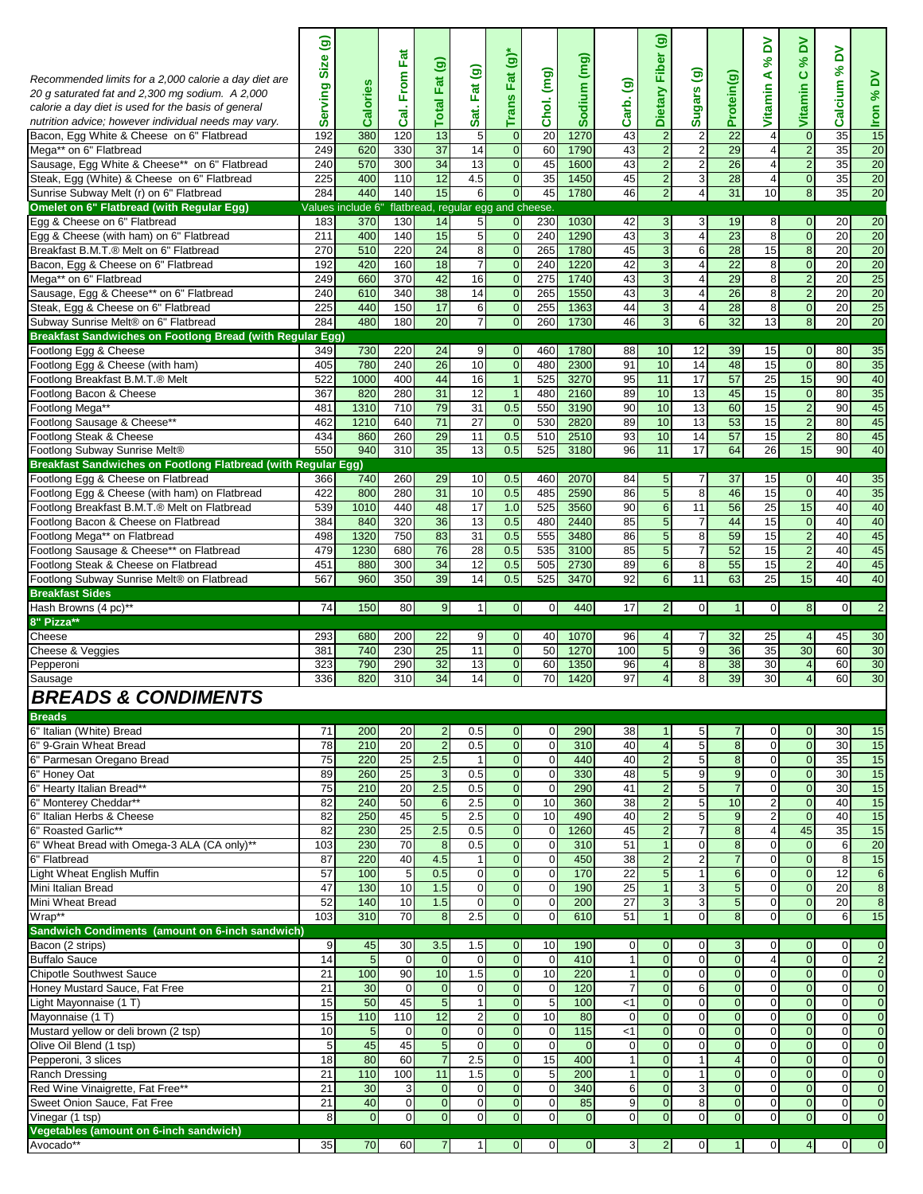| Recommended limits for a 2,000 calorie a day diet are 20 g saturated fat and 2,300 mg sodium. A 2,000 calorie a day diet is used for the basis of general nutrition advice; however individual needs may vary. | Serving Size (g) | Calories | Cal. From Fat | Total Fat (g) | Sat. Fat (g) | Trans Fat (g)* | Chol. (mg) | Sodium (mg) | Carb. (g) | Dietary Fiber (g) | Sugars (g) | Protein(g) | Vitamin A % DV | Vitamin C % DV | Calcium % DV | Iron % DV |
|---|---|---|---|---|---|---|---|---|---|---|---|---|---|---|---|---|
| Bacon, Egg White & Cheese on 6" Flatbread | 192 | 380 | 120 | 13 | 5 | 0 | 20 | 1270 | 43 | 2 | 2 | 22 | 4 | 0 | 35 | 15 |
| Mega** on 6" Flatbread | 249 | 620 | 330 | 37 | 14 | 0 | 60 | 1790 | 43 | 2 | 2 | 29 | 4 | 2 | 35 | 20 |
| Sausage, Egg White & Cheese** on 6" Flatbread | 240 | 570 | 300 | 34 | 13 | 0 | 45 | 1600 | 43 | 2 | 2 | 26 | 4 | 2 | 35 | 20 |
| Steak, Egg (White) & Cheese on 6" Flatbread | 225 | 400 | 110 | 12 | 4.5 | 0 | 35 | 1450 | 45 | 2 | 3 | 28 | 4 | 0 | 35 | 20 |
| Sunrise Subway Melt (r) on 6" Flatbread | 284 | 440 | 140 | 15 | 6 | 0 | 45 | 1780 | 46 | 2 | 4 | 31 | 10 | 8 | 35 | 20 |
| **Omelet on 6" Flatbread (with Regular Egg)** | Values include 6" flatbread, regular egg and cheese. | | | | | | | | | | | | | | | |
| Egg & Cheese on 6" Flatbread | 183 | 370 | 130 | 14 | 5 | 0 | 230 | 1030 | 42 | 3 | 3 | 19 | 8 | 0 | 20 | 20 |
| Egg & Cheese (with ham) on 6" Flatbread | 211 | 400 | 140 | 15 | 5 | 0 | 240 | 1290 | 43 | 3 | 4 | 23 | 8 | 0 | 20 | 20 |
| Breakfast B.M.T.® Melt on 6" Flatbread | 270 | 510 | 220 | 24 | 8 | 0 | 265 | 1780 | 45 | 3 | 6 | 28 | 15 | 8 | 20 | 20 |
| Bacon, Egg & Cheese on 6" Flatbread | 192 | 420 | 160 | 18 | 7 | 0 | 240 | 1220 | 42 | 3 | 4 | 22 | 8 | 0 | 20 | 20 |
| Mega** on 6" Flatbread | 249 | 660 | 370 | 42 | 16 | 0 | 275 | 1740 | 43 | 3 | 4 | 29 | 8 | 2 | 20 | 25 |
| Sausage, Egg & Cheese** on 6" Flatbread | 240 | 610 | 340 | 38 | 14 | 0 | 265 | 1550 | 43 | 3 | 4 | 26 | 8 | 2 | 20 | 20 |
| Steak, Egg & Cheese on 6" Flatbread | 225 | 440 | 150 | 17 | 6 | 0 | 255 | 1363 | 44 | 3 | 4 | 28 | 8 | 0 | 20 | 25 |
| Subway Sunrise Melt® on 6" Flatbread | 284 | 480 | 180 | 20 | 7 | 0 | 260 | 1730 | 46 | 3 | 6 | 32 | 13 | 8 | 20 | 20 |
| **Breakfast Sandwiches on Footlong Bread (with Regular Egg)** | | | | | | | | | | | | | | | | |
| Footlong Egg & Cheese | 349 | 730 | 220 | 24 | 9 | 0 | 460 | 1780 | 88 | 10 | 12 | 39 | 15 | 0 | 80 | 35 |
| Footlong Egg & Cheese (with ham) | 405 | 780 | 240 | 26 | 10 | 0 | 480 | 2300 | 91 | 10 | 14 | 48 | 15 | 0 | 80 | 35 |
| Footlong Breakfast B.M.T.® Melt | 522 | 1000 | 400 | 44 | 16 | 1 | 525 | 3270 | 95 | 11 | 17 | 57 | 25 | 15 | 90 | 40 |
| Footlong Bacon & Cheese | 367 | 820 | 280 | 31 | 12 | 1 | 480 | 2160 | 89 | 10 | 13 | 45 | 15 | 0 | 80 | 35 |
| Footlong Mega** | 481 | 1310 | 710 | 79 | 31 | 0.5 | 550 | 3190 | 90 | 10 | 13 | 60 | 15 | 2 | 90 | 45 |
| Footlong Sausage & Cheese** | 462 | 1210 | 640 | 71 | 27 | 0 | 530 | 2820 | 89 | 10 | 13 | 53 | 15 | 2 | 80 | 45 |
| Footlong Steak & Cheese | 434 | 860 | 260 | 29 | 11 | 0.5 | 510 | 2510 | 93 | 10 | 14 | 57 | 15 | 2 | 80 | 45 |
| Footlong Subway Sunrise Melt® | 550 | 940 | 310 | 35 | 13 | 0.5 | 525 | 3180 | 96 | 11 | 17 | 64 | 26 | 15 | 90 | 40 |
| **Breakfast Sandwiches on Footlong Flatbread (with Regular Egg)** | | | | | | | | | | | | | | | | |
| Footlong Egg & Cheese on Flatbread | 366 | 740 | 260 | 29 | 10 | 0.5 | 460 | 2070 | 84 | 5 | 7 | 37 | 15 | 0 | 40 | 35 |
| Footlong Egg & Cheese (with ham) on Flatbread | 422 | 800 | 280 | 31 | 10 | 0.5 | 485 | 2590 | 86 | 5 | 8 | 46 | 15 | 0 | 40 | 35 |
| Footlong Breakfast B.M.T.® Melt on Flatbread | 539 | 1010 | 440 | 48 | 17 | 1.0 | 525 | 3560 | 90 | 6 | 11 | 56 | 25 | 15 | 40 | 40 |
| Footlong Bacon & Cheese on Flatbread | 384 | 840 | 320 | 36 | 13 | 0.5 | 480 | 2440 | 85 | 5 | 7 | 44 | 15 | 0 | 40 | 40 |
| Footlong Mega** on Flatbread | 498 | 1320 | 750 | 83 | 31 | 0.5 | 555 | 3480 | 86 | 5 | 8 | 59 | 15 | 2 | 40 | 45 |
| Footlong Sausage & Cheese** on Flatbread | 479 | 1230 | 680 | 76 | 28 | 0.5 | 535 | 3100 | 85 | 5 | 7 | 52 | 15 | 2 | 40 | 45 |
| Footlong Steak & Cheese on Flatbread | 451 | 880 | 300 | 34 | 12 | 0.5 | 505 | 2730 | 89 | 6 | 8 | 55 | 15 | 2 | 40 | 45 |
| Footlong Subway Sunrise Melt® on Flatbread | 567 | 960 | 350 | 39 | 14 | 0.5 | 525 | 3470 | 92 | 6 | 11 | 63 | 25 | 15 | 40 | 40 |
| **Breakfast Sides** | | | | | | | | | | | | | | | | |
| Hash Browns (4 pc)** | 74 | 150 | 80 | 9 | 1 | 0 | 0 | 440 | 17 | 2 | 0 | 1 | 0 | 8 | 0 | 2 |
| **8" Pizza**** | | | | | | | | | | | | | | | | |
| Cheese | 293 | 680 | 200 | 22 | 9 | 0 | 40 | 1070 | 96 | 4 | 7 | 32 | 25 | 4 | 45 | 30 |
| Cheese & Veggies | 381 | 740 | 230 | 25 | 11 | 0 | 50 | 1270 | 100 | 5 | 9 | 36 | 35 | 30 | 60 | 30 |
| Pepperoni | 323 | 790 | 290 | 32 | 13 | 0 | 60 | 1350 | 96 | 4 | 8 | 38 | 30 | 4 | 60 | 30 |
| Sausage | 336 | 820 | 310 | 34 | 14 | 0 | 70 | 1420 | 97 | 4 | 8 | 39 | 30 | 4 | 60 | 30 |

## *BREADS & CONDIMENTS*

| | Serving Size (g) | Calories | Cal. From Fat | Total Fat (g) | Sat. Fat (g) | Trans Fat (g)* | Chol. (mg) | Sodium (mg) | Carb. (g) | Dietary Fiber (g) | Sugars (g) | Protein(g) | Vitamin A % DV | Vitamin C % DV | Calcium % DV | Iron % DV |
|---|---|---|---|---|---|---|---|---|---|---|---|---|---|---|---|---|
| **Breads** | | | | | | | | | | | | | | | | |
| 6" Italian (White) Bread | 71 | 200 | 20 | 2 | 0.5 | 0 | 0 | 290 | 38 | 1 | 5 | 7 | 0 | 0 | 30 | 15 |
| 6" 9-Grain Wheat Bread | 78 | 210 | 20 | 2 | 0.5 | 0 | 0 | 310 | 40 | 4 | 5 | 8 | 0 | 0 | 30 | 15 |
| 6" Parmesan Oregano Bread | 75 | 220 | 25 | 2.5 | 1 | 0 | 0 | 440 | 40 | 2 | 5 | 8 | 0 | 0 | 35 | 15 |
| 6" Honey Oat | 89 | 260 | 25 | 3 | 0.5 | 0 | 0 | 330 | 48 | 5 | 9 | 9 | 0 | 0 | 30 | 15 |
| 6" Hearty Italian Bread** | 75 | 210 | 20 | 2.5 | 0.5 | 0 | 0 | 290 | 41 | 2 | 5 | 7 | 0 | 0 | 30 | 15 |
| 6" Monterey Cheddar** | 82 | 240 | 50 | 6 | 2.5 | 0 | 10 | 360 | 38 | 2 | 5 | 10 | 2 | 0 | 40 | 15 |
| 6" Italian Herbs & Cheese | 82 | 250 | 45 | 5 | 2.5 | 0 | 10 | 490 | 40 | 2 | 5 | 9 | 2 | 0 | 40 | 15 |
| 6" Roasted Garlic** | 82 | 230 | 25 | 2.5 | 0.5 | 0 | 0 | 1260 | 45 | 2 | 7 | 8 | 4 | 45 | 35 | 15 |
| 6" Wheat Bread with Omega-3 ALA (CA only)** | 103 | 230 | 70 | 8 | 0.5 | 0 | 0 | 310 | 51 | 1 | 0 | 8 | 0 | 0 | 6 | 20 |
| 6" Flatbread | 87 | 220 | 40 | 4.5 | 1 | 0 | 0 | 450 | 38 | 2 | 2 | 7 | 0 | 0 | 8 | 15 |
| Light Wheat English Muffin | 57 | 100 | 5 | 0.5 | 0 | 0 | 0 | 170 | 22 | 5 | 1 | 6 | 0 | 0 | 12 | 6 |
| Mini Italian Bread | 47 | 130 | 10 | 1.5 | 0 | 0 | 0 | 190 | 25 | 1 | 3 | 5 | 0 | 0 | 20 | 8 |
| Mini Wheat Bread | 52 | 140 | 10 | 1.5 | 0 | 0 | 0 | 200 | 27 | 3 | 3 | 5 | 0 | 0 | 20 | 8 |
| Wrap** | 103 | 310 | 70 | 8 | 2.5 | 0 | 0 | 610 | 51 | 1 | 0 | 8 | 0 | 0 | 6 | 15 |
| **Sandwich Condiments (amount on 6-inch sandwich)** | | | | | | | | | | | | | | | | |
| Bacon (2 strips) | 9 | 45 | 30 | 3.5 | 1.5 | 0 | 10 | 190 | 0 | 0 | 0 | 3 | 0 | 0 | 0 | 0 |
| Buffalo Sauce | 14 | 5 | 0 | 0 | 0 | 0 | 0 | 410 | 1 | 0 | 0 | 0 | 4 | 0 | 0 | 2 |
| Chipotle Southwest Sauce | 21 | 100 | 90 | 10 | 1.5 | 0 | 10 | 220 | 1 | 0 | 0 | 0 | 0 | 0 | 0 | 0 |
| Honey Mustard Sauce, Fat Free | 21 | 30 | 0 | 0 | 0 | 0 | 0 | 120 | 7 | 0 | 6 | 0 | 0 | 0 | 0 | 0 |
| Light Mayonnaise (1 T) | 15 | 50 | 45 | 5 | 1 | 0 | 5 | 100 | <1 | 0 | 0 | 0 | 0 | 0 | 0 | 0 |
| Mayonnaise (1 T) | 15 | 110 | 110 | 12 | 2 | 0 | 10 | 80 | 0 | 0 | 0 | 0 | 0 | 0 | 0 | 0 |
| Mustard yellow or deli brown (2 tsp) | 10 | 5 | 0 | 0 | 0 | 0 | 0 | 115 | <1 | 0 | 0 | 0 | 0 | 0 | 0 | 0 |
| Olive Oil Blend (1 tsp) | 5 | 45 | 45 | 5 | 0 | 0 | 0 | 0 | 0 | 0 | 0 | 0 | 0 | 0 | 0 | 0 |
| Pepperoni, 3 slices | 18 | 80 | 60 | 7 | 2.5 | 0 | 15 | 400 | 1 | 0 | 1 | 4 | 0 | 0 | 0 | 0 |
| Ranch Dressing | 21 | 110 | 100 | 11 | 1.5 | 0 | 5 | 200 | 1 | 0 | 1 | 0 | 0 | 0 | 0 | 0 |
| Red Wine Vinaigrette, Fat Free** | 21 | 30 | 3 | 0 | 0 | 0 | 0 | 340 | 6 | 0 | 3 | 0 | 0 | 0 | 0 | 0 |
| Sweet Onion Sauce, Fat Free | 21 | 40 | 0 | 0 | 0 | 0 | 0 | 85 | 9 | 0 | 8 | 0 | 0 | 0 | 0 | 0 |
| Vinegar (1 tsp) | 8 | 0 | 0 | 0 | 0 | 0 | 0 | 0 | 0 | 0 | 0 | 0 | 0 | 0 | 0 | 0 |
| **Vegetables (amount on 6-inch sandwich)** | | | | | | | | | | | | | | | | |
| Avocado** | 35 | 70 | 60 | 7 | 1 | 0 | 0 | 0 | 3 | 2 | 0 | 1 | 0 | 4 | 0 | 0 |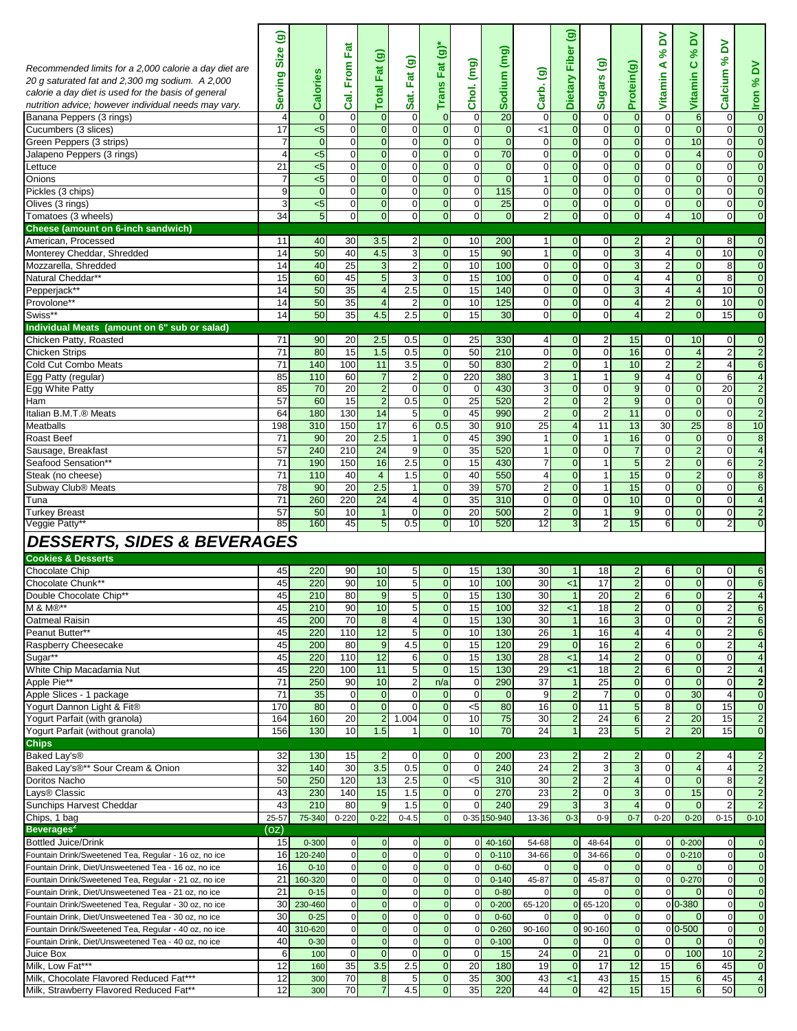| Recommended limits for a 2,000 calorie a day diet are 20 g saturated fat and 2,300 mg sodium. A 2,000 calorie a day diet is used for the basis of general nutrition advice; however individual needs may vary. | Serving Size (g) | Calories | Cal. From Fat | Total Fat (g) | Sat. Fat (g) | Trans Fat (g)* | Chol. (mg) | Sodium (mg) | Carb. (g) | Dietary Fiber (g) | Sugars (g) | Protein(g) | Vitamin A % DV | Vitamin C % DV | Calcium % DV | Iron % DV |
|---|---|---|---|---|---|---|---|---|---|---|---|---|---|---|---|---|
| Banana Peppers (3 rings) | 4 | 0 | 0 | 0 | 0 | 0 | 0 | 20 | 0 | 0 | 0 | 0 | 0 | 6 | 0 | 0 |
| Cucumbers (3 slices) | 17 | <5 | 0 | 0 | 0 | 0 | 0 | 0 | <1 | 0 | 0 | 0 | 0 | 0 | 0 | 0 |
| Green Peppers (3 strips) | 7 | 0 | 0 | 0 | 0 | 0 | 0 | 0 | 0 | 0 | 0 | 0 | 0 | 10 | 0 | 0 |
| Jalapeno Peppers (3 rings) | 4 | <5 | 0 | 0 | 0 | 0 | 0 | 70 | 0 | 0 | 0 | 0 | 0 | 4 | 0 | 0 |
| Lettuce | 21 | <5 | 0 | 0 | 0 | 0 | 0 | 0 | 0 | 0 | 0 | 0 | 0 | 0 | 0 | 0 |
| Onions | 7 | <5 | 0 | 0 | 0 | 0 | 0 | 0 | 1 | 0 | 0 | 0 | 0 | 0 | 0 | 0 |
| Pickles (3 chips) | 9 | 0 | 0 | 0 | 0 | 0 | 0 | 115 | 0 | 0 | 0 | 0 | 0 | 0 | 0 | 0 |
| Olives (3 rings) | 3 | <5 | 0 | 0 | 0 | 0 | 0 | 25 | 0 | 0 | 0 | 0 | 0 | 0 | 0 | 0 |
| Tomatoes (3 wheels) | 34 | 5 | 0 | 0 | 0 | 0 | 0 | 0 | 2 | 0 | 0 | 0 | 4 | 10 | 0 | 0 |
| **Cheese (amount on 6-inch sandwich)** | | | | | | | | | | | | | | | | |
| American, Processed | 11 | 40 | 30 | 3.5 | 2 | 0 | 10 | 200 | 1 | 0 | 0 | 2 | 2 | 0 | 8 | 0 |
| Monterey Cheddar, Shredded | 14 | 50 | 40 | 4.5 | 3 | 0 | 15 | 90 | 1 | 0 | 0 | 3 | 4 | 0 | 10 | 0 |
| Mozzarella, Shredded | 14 | 40 | 25 | 3 | 2 | 0 | 10 | 100 | 0 | 0 | 0 | 3 | 2 | 0 | 8 | 0 |
| Natural Cheddar** | 15 | 60 | 45 | 5 | 3 | 0 | 15 | 100 | 0 | 0 | 0 | 4 | 4 | 0 | 8 | 0 |
| Pepperjack** | 14 | 50 | 35 | 4 | 2.5 | 0 | 15 | 140 | 0 | 0 | 0 | 3 | 4 | 4 | 10 | 0 |
| Provolone** | 14 | 50 | 35 | 4 | 2 | 0 | 10 | 125 | 0 | 0 | 0 | 4 | 2 | 0 | 10 | 0 |
| Swiss** | 14 | 50 | 35 | 4.5 | 2.5 | 0 | 15 | 30 | 0 | 0 | 0 | 4 | 2 | 0 | 15 | 0 |
| **Individual Meats (amount on 6" sub or salad)** | | | | | | | | | | | | | | | | |
| Chicken Patty, Roasted | 71 | 90 | 20 | 2.5 | 0.5 | 0 | 25 | 330 | 4 | 0 | 2 | 15 | 0 | 10 | 0 | 0 |
| Chicken Strips | 71 | 80 | 15 | 1.5 | 0.5 | 0 | 50 | 210 | 0 | 0 | 0 | 16 | 0 | 4 | 2 | 2 |
| Cold Cut Combo Meats | 71 | 140 | 100 | 11 | 3.5 | 0 | 50 | 830 | 2 | 0 | 1 | 10 | 2 | 2 | 4 | 6 |
| Egg Patty (regular) | 85 | 110 | 60 | 7 | 2 | 0 | 220 | 380 | 3 | 1 | 1 | 9 | 4 | 0 | 6 | 4 |
| Egg White Patty | 85 | 70 | 20 | 2 | 0 | 0 | 0 | 430 | 3 | 0 | 0 | 9 | 0 | 0 | 20 | 2 |
| Ham | 57 | 60 | 15 | 2 | 0.5 | 0 | 25 | 520 | 2 | 0 | 2 | 9 | 0 | 0 | 0 | 0 |
| Italian B.M.T.® Meats | 64 | 180 | 130 | 14 | 5 | 0 | 45 | 990 | 2 | 0 | 2 | 11 | 0 | 0 | 0 | 2 |
| Meatballs | 198 | 310 | 150 | 17 | 6 | 0.5 | 30 | 910 | 25 | 4 | 11 | 13 | 30 | 25 | 8 | 10 |
| Roast Beef | 71 | 90 | 20 | 2.5 | 1 | 0 | 45 | 390 | 1 | 0 | 1 | 16 | 0 | 0 | 0 | 8 |
| Sausage, Breakfast | 57 | 240 | 210 | 24 | 9 | 0 | 35 | 520 | 1 | 0 | 0 | 7 | 0 | 2 | 0 | 4 |
| Seafood Sensation** | 71 | 190 | 150 | 16 | 2.5 | 0 | 15 | 430 | 7 | 0 | 1 | 5 | 2 | 0 | 6 | 2 |
| Steak (no cheese) | 71 | 110 | 40 | 4 | 1.5 | 0 | 40 | 550 | 4 | 0 | 1 | 15 | 0 | 2 | 0 | 8 |
| Subway Club® Meats | 78 | 90 | 20 | 2.5 | 1 | 0 | 39 | 570 | 2 | 0 | 1 | 15 | 0 | 0 | 0 | 6 |
| Tuna | 71 | 260 | 220 | 24 | 4 | 0 | 35 | 310 | 0 | 0 | 0 | 10 | 0 | 0 | 0 | 4 |
| Turkey Breast | 57 | 50 | 10 | 1 | 0 | 0 | 20 | 500 | 2 | 0 | 1 | 9 | 0 | 0 | 0 | 2 |
| Veggie Patty** | 85 | 160 | 45 | 5 | 0.5 | 0 | 10 | 520 | 12 | 3 | 2 | 15 | 6 | 0 | 2 | 0 |

## DESSERTS, SIDES & BEVERAGES

| | Serving Size (g) | Calories | Cal. From Fat | Total Fat (g) | Sat. Fat (g) | Trans Fat (g)* | Chol. (mg) | Sodium (mg) | Carb. (g) | Dietary Fiber (g) | Sugars (g) | Protein(g) | Vitamin A % DV | Vitamin C % DV | Calcium % DV | Iron % DV |
|---|---|---|---|---|---|---|---|---|---|---|---|---|---|---|---|---|
| **Cookies & Desserts** | | | | | | | | | | | | | | | | |
| Chocolate Chip | 45 | 220 | 90 | 10 | 5 | 0 | 15 | 130 | 30 | 1 | 18 | 2 | 6 | 0 | 0 | 6 |
| Chocolate Chunk** | 45 | 220 | 90 | 10 | 5 | 0 | 10 | 100 | 30 | <1 | 17 | 2 | 0 | 0 | 0 | 6 |
| Double Chocolate Chip** | 45 | 210 | 80 | 9 | 5 | 0 | 15 | 130 | 30 | 1 | 20 | 2 | 6 | 0 | 2 | 4 |
| M & M®** | 45 | 210 | 90 | 10 | 5 | 0 | 15 | 100 | 32 | <1 | 18 | 2 | 0 | 0 | 2 | 6 |
| Oatmeal Raisin | 45 | 200 | 70 | 8 | 4 | 0 | 15 | 130 | 30 | 1 | 16 | 3 | 0 | 0 | 2 | 6 |
| Peanut Butter** | 45 | 220 | 110 | 12 | 5 | 0 | 10 | 130 | 26 | 1 | 16 | 4 | 4 | 0 | 2 | 6 |
| Raspberry Cheesecake | 45 | 200 | 80 | 9 | 4.5 | 0 | 15 | 120 | 29 | 0 | 16 | 2 | 6 | 0 | 2 | 4 |
| Sugar** | 45 | 220 | 110 | 12 | 6 | 0 | 15 | 130 | 28 | <1 | 14 | 2 | 0 | 0 | 0 | 4 |
| White Chip Macadamia Nut | 45 | 220 | 100 | 11 | 5 | 0 | 15 | 130 | 29 | <1 | 18 | 2 | 6 | 0 | 2 | 4 |
| Apple Pie** | 71 | 250 | 90 | 10 | 2 | n/a | 0 | 290 | 37 | 1 | 25 | 0 | 0 | 0 | 0 | 2 |
| Apple Slices - 1 package | 71 | 35 | 0 | 0 | 0 | 0 | 0 | 0 | 9 | 2 | 7 | 0 | 0 | 30 | 4 | 0 |
| Yogurt Dannon Light & Fit® | 170 | 80 | 0 | 0 | 0 | 0 | <5 | 80 | 16 | 0 | 11 | 5 | 8 | 0 | 15 | 0 |
| Yogurt Parfait (with granola) | 164 | 160 | 20 | 2 | 1.004 | 0 | 10 | 75 | 30 | 2 | 24 | 6 | 2 | 20 | 15 | 2 |
| Yogurt Parfait (without granola) | 156 | 130 | 10 | 1.5 | 1 | 0 | 10 | 70 | 24 | 1 | 23 | 5 | 2 | 20 | 15 | 0 |
| **Chips** | | | | | | | | | | | | | | | | |
| Baked Lay's® | 32 | 130 | 15 | 2 | 0 | 0 | 0 | 200 | 23 | 2 | 2 | 2 | 0 | 2 | 4 | 2 |
| Baked Lay's®** Sour Cream & Onion | 32 | 140 | 30 | 3.5 | 0.5 | 0 | 0 | 240 | 24 | 2 | 3 | 3 | 0 | 4 | 4 | 2 |
| Doritos Nacho | 50 | 250 | 120 | 13 | 2.5 | 0 | <5 | 310 | 30 | 2 | 2 | 4 | 0 | 0 | 8 | 2 |
| Lays® Classic | 43 | 230 | 140 | 15 | 1.5 | 0 | 0 | 270 | 23 | 2 | 0 | 3 | 0 | 15 | 0 | 2 |
| Sunchips Harvest Cheddar | 43 | 210 | 80 | 9 | 1.5 | 0 | 0 | 240 | 29 | 3 | 3 | 4 | 0 | 0 | 2 | 2 |
| Chips, 1 bag | 25-57 | 75-340 | 0-220 | 0-22 | 0-4.5 | 0 | 0-35 | 150-940 | 13-36 | 0-3 | 0-9 | 0-7 | 0-20 | 0-20 | 0-15 | 0-10 |
| **Beverages²** | (oz) | | | | | | | | | | | | | | | |
| Bottled Juice/Drink | 15 | 0-300 | 0 | 0 | 0 | 0 | 0 | 40-160 | 54-68 | 0 | 48-64 | 0 | 0 | 0-200 | 0 | 0 |
| Fountain Drink/Sweetened Tea, Regular - 16 oz, no ice | 16 | 120-240 | 0 | 0 | 0 | 0 | 0 | 0-110 | 34-66 | 0 | 34-66 | 0 | 0 | 0-210 | 0 | 0 |
| Fountain Drink, Diet/Unsweetened Tea - 16 oz, no ice | 16 | 0-10 | 0 | 0 | 0 | 0 | 0 | 0-60 | 0 | 0 | 0 | 0 | 0 | 0 | 0 | 0 |
| Fountain Drink/Sweetened Tea, Regular - 21 oz, no ice | 21 | 160-320 | 0 | 0 | 0 | 0 | 0 | 0-140 | 45-87 | 0 | 45-87 | 0 | 0 | 0-270 | 0 | 0 |
| Fountain Drink, Diet/Unsweetened Tea - 21 oz, no ice | 21 | 0-15 | 0 | 0 | 0 | 0 | 0 | 0-80 | 0 | 0 | 0 | 0 | 0 | 0 | 0 | 0 |
| Fountain Drink/Sweetened Tea, Regular - 30 oz, no ice | 30 | 230-460 | 0 | 0 | 0 | 0 | 0 | 0-200 | 65-120 | 0 | 65-120 | 0 | 0 | 0-380 | 0 | 0 |
| Fountain Drink, Diet/Unsweetened Tea - 30 oz, no ice | 30 | 0-25 | 0 | 0 | 0 | 0 | 0 | 0-60 | 0 | 0 | 0 | 0 | 0 | 0 | 0 | 0 |
| Fountain Drink/Sweetened Tea, Regular - 40 oz, no ice | 40 | 310-620 | 0 | 0 | 0 | 0 | 0 | 0-260 | 90-160 | 0 | 90-160 | 0 | 0 | 0-500 | 0 | 0 |
| Fountain Drink, Diet/Unsweetened Tea - 40 oz, no ice | 40 | 0-30 | 0 | 0 | 0 | 0 | 0 | 0-100 | 0 | 0 | 0 | 0 | 0 | 0 | 0 | 0 |
| Juice Box | 6 | 100 | 0 | 0 | 0 | 0 | 0 | 15 | 24 | 0 | 21 | 0 | 0 | 100 | 10 | 2 |
| Milk, Low Fat*** | 12 | 160 | 35 | 3.5 | 2.5 | 0 | 20 | 180 | 19 | 0 | 17 | 12 | 15 | 6 | 45 | 0 |
| Milk, Chocolate Flavored Reduced Fat*** | 12 | 300 | 70 | 8 | 5 | 0 | 35 | 300 | 43 | <1 | 43 | 15 | 15 | 6 | 45 | 4 |
| Milk, Strawberry Flavored Reduced Fat** | 12 | 300 | 70 | 7 | 4.5 | 0 | 35 | 220 | 44 | 0 | 42 | 15 | 15 | 6 | 50 | 0 |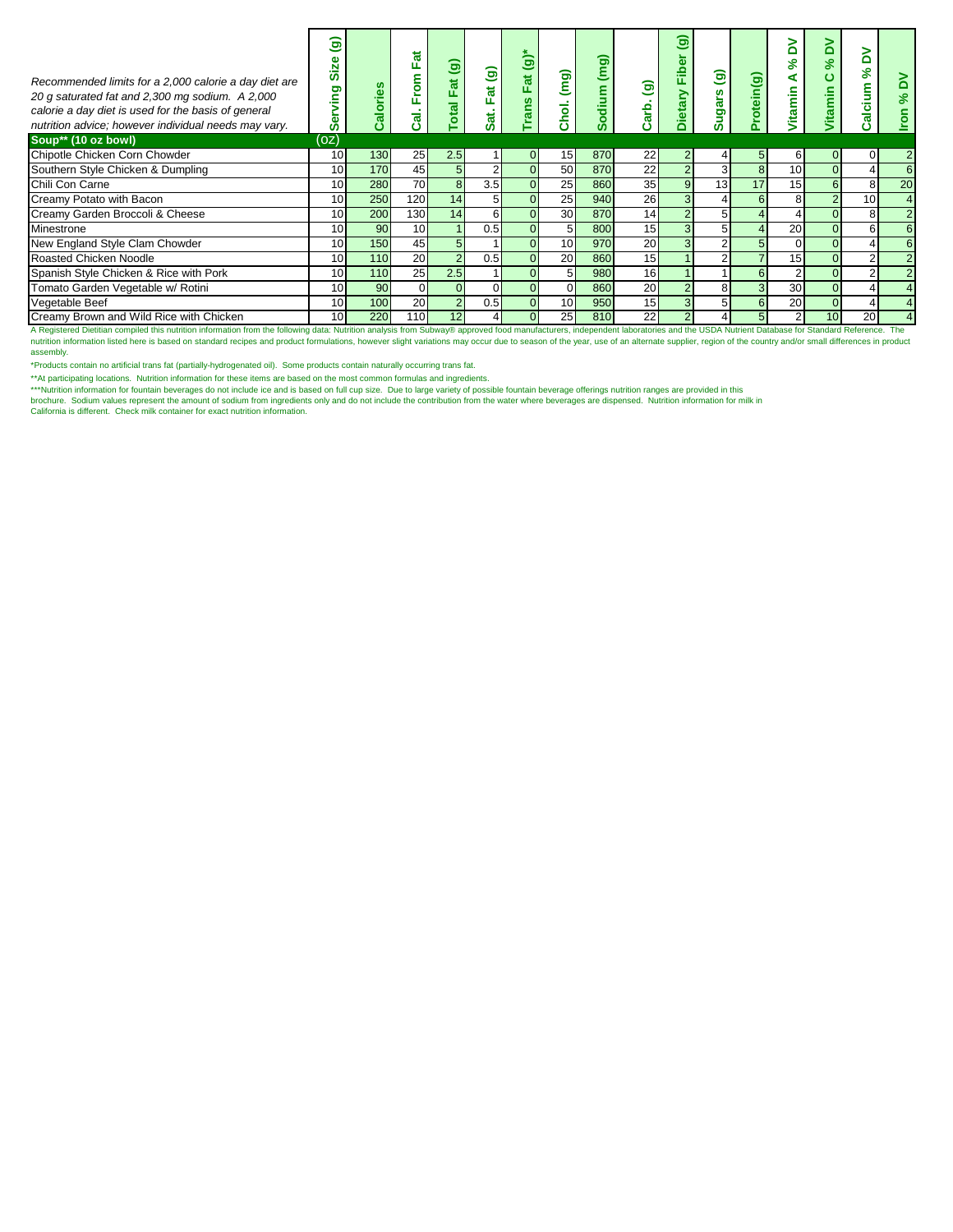| *Recommended limits for a 2,000 calorie a day diet are 20 g saturated fat and 2,300 mg sodium. A 2,000 calorie a day diet is used for the basis of general nutrition advice; however individual needs may vary.* | Serving Size (g) | Calories | Cal. From Fat | Total Fat (g) | Sat. Fat (g) | Trans Fat (g)* | Chol. (mg) | Sodium (mg) | Carb. (g) | Dietary Fiber (g) | Sugars (g) | Protein(g) | Vitamin A % DV | Vitamin C % DV | Calcium % DV | Iron % DV |
|---|---|---|---|---|---|---|---|---|---|---|---|---|---|---|---|---|
| **Soup** (10 oz bowl)** | (oz) | | | | | | | | | | | | | | | |
| Chipotle Chicken Corn Chowder | 10 | 130 | 25 | 2.5 | 1 | 0 | 15 | 870 | 22 | 2 | 4 | 5 | 6 | 0 | 0 | 2 |
| Southern Style Chicken & Dumpling | 10 | 170 | 45 | 5 | 2 | 0 | 50 | 870 | 22 | 2 | 3 | 8 | 10 | 0 | 4 | 6 |
| Chili Con Carne | 10 | 280 | 70 | 8 | 3.5 | 0 | 25 | 860 | 35 | 9 | 13 | 17 | 15 | 6 | 8 | 20 |
| Creamy Potato with Bacon | 10 | 250 | 120 | 14 | 5 | 0 | 25 | 940 | 26 | 3 | 4 | 6 | 8 | 2 | 10 | 4 |
| Creamy Garden Broccoli & Cheese | 10 | 200 | 130 | 14 | 6 | 0 | 30 | 870 | 14 | 2 | 5 | 4 | 4 | 0 | 8 | 2 |
| Minestrone | 10 | 90 | 10 | 1 | 0.5 | 0 | 5 | 800 | 15 | 3 | 5 | 4 | 20 | 0 | 6 | 6 |
| New England Style Clam Chowder | 10 | 150 | 45 | 5 | 1 | 0 | 10 | 970 | 20 | 3 | 2 | 5 | 0 | 0 | 4 | 6 |
| Roasted Chicken Noodle | 10 | 110 | 20 | 2 | 0.5 | 0 | 20 | 860 | 15 | 1 | 2 | 7 | 15 | 0 | 2 | 2 |
| Spanish Style Chicken & Rice with Pork | 10 | 110 | 25 | 2.5 | 1 | 0 | 5 | 980 | 16 | 1 | 1 | 6 | 2 | 0 | 2 | 2 |
| Tomato Garden Vegetable w/ Rotini | 10 | 90 | 0 | 0 | 0 | 0 | 0 | 860 | 20 | 2 | 8 | 3 | 30 | 0 | 4 | 4 |
| Vegetable Beef | 10 | 100 | 20 | 2 | 0.5 | 0 | 10 | 950 | 15 | 3 | 5 | 6 | 20 | 0 | 4 | 4 |
| Creamy Brown and Wild Rice with Chicken | 10 | 220 | 110 | 12 | 4 | 0 | 25 | 810 | 22 | 2 | 4 | 5 | 2 | 10 | 20 | 4 |

A Registered Dietitian compiled this nutrition information from the following data: Nutrition analysis from Subway® approved food manufacturers, independent laboratories and the USDA Nutrient Database for Standard Reference. The nutrition information listed here is based on standard recipes and product formulations, however slight variations may occur due to season of the year, use of an alternate supplier, region of the country and/or small differences in product assembly.

*Products contain no artificial trans fat (partially-hydrogenated oil). Some products contain naturally occurring trans fat.

**At participating locations. Nutrition information for these items are based on the most common formulas and ingredients.

***Nutrition information for fountain beverages do not include ice and is based on full cup size. Due to large variety of possible fountain beverage offerings nutrition ranges are provided in this brochure. Sodium values represent the amount of sodium from ingredients only and do not include the contribution from the water where beverages are dispensed. Nutrition information for milk in California is different. Check milk container for exact nutrition information.